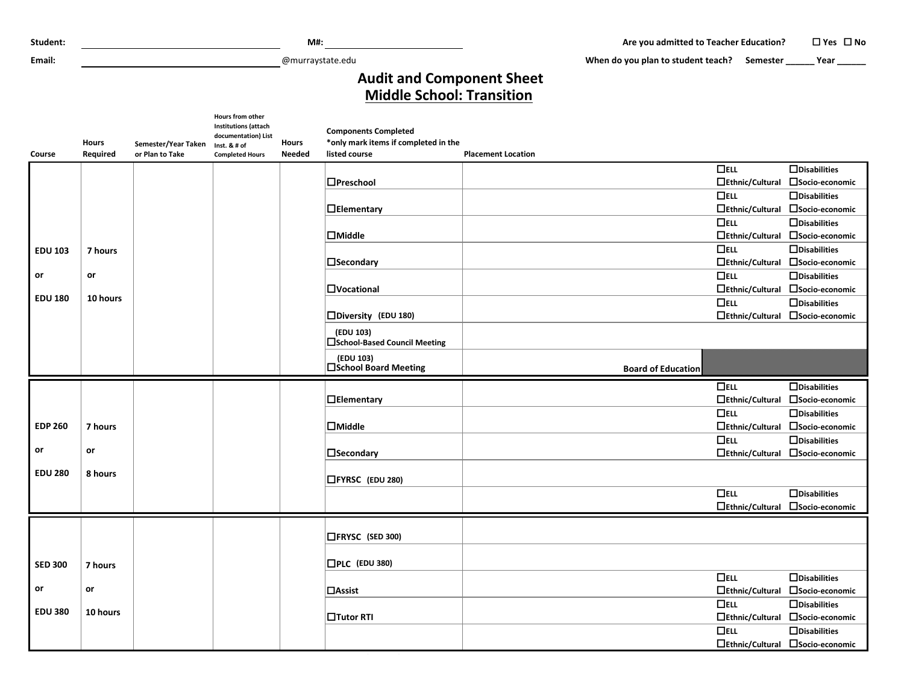Student: ______________________ M#: ______________________ Are you admitted to Teacher Education? ☐ Yes ☐ No

Email: ______________________@murraystate.edu When do you plan to student teach? Semester ______ Year ______

# Audit and Component Sheet
## Middle School: Transition

| Course | Hours Required | Semester/Year Taken or Plan to Take | Hours from other Institutions (attach documentation) List Inst. & # of Completed Hours | Hours Needed | Components Completed *only mark items if completed in the listed course | Placement Location | | |
|---|---|---|---|---|---|---|---|---|
| EDU 103 or EDU 180 | 7 hours or 10 hours | | | | ☐Preschool | | ☐ELL ☐Ethnic/Cultural | ☐Disabilities ☐Socio-economic |
| | | | | | ☐Elementary | | ☐ELL ☐Ethnic/Cultural | ☐Disabilities ☐Socio-economic |
| | | | | | ☐Middle | | ☐ELL ☐Ethnic/Cultural | ☐Disabilities ☐Socio-economic |
| | | | | | ☐Secondary | | ☐ELL ☐Ethnic/Cultural | ☐Disabilities ☐Socio-economic |
| | | | | | ☐Vocational | | ☐ELL ☐Ethnic/Cultural | ☐Disabilities ☐Socio-economic |
| | | | | | ☐Diversity (EDU 180) | | ☐ELL ☐Ethnic/Cultural | ☐Disabilities ☐Socio-economic |
| | | | | | (EDU 103) ☐School-Based Council Meeting | | | |
| | | | | | (EDU 103) ☐School Board Meeting | Board of Education | | |
| EDP 260 or EDU 280 | 7 hours or 8 hours | | | | ☐Elementary | | ☐ELL ☐Ethnic/Cultural | ☐Disabilities ☐Socio-economic |
| | | | | | ☐Middle | | ☐ELL ☐Ethnic/Cultural | ☐Disabilities ☐Socio-economic |
| | | | | | ☐Secondary | | ☐ELL ☐Ethnic/Cultural | ☐Disabilities ☐Socio-economic |
| | | | | | ☐FYRSC (EDU 280) | | | |
| | | | | | | | ☐ELL ☐Ethnic/Cultural | ☐Disabilities ☐Socio-economic |
| SED 300 or EDU 380 | 7 hours or 10 hours | | | | ☐FRYSC (SED 300) | | | |
| | | | | | ☐PLC (EDU 380) | | | |
| | | | | | ☐Assist | | ☐ELL ☐Ethnic/Cultural | ☐Disabilities ☐Socio-economic |
| | | | | | ☐Tutor RTI | | ☐ELL ☐Ethnic/Cultural | ☐Disabilities ☐Socio-economic |
| | | | | | | | ☐ELL ☐Ethnic/Cultural | ☐Disabilities ☐Socio-economic |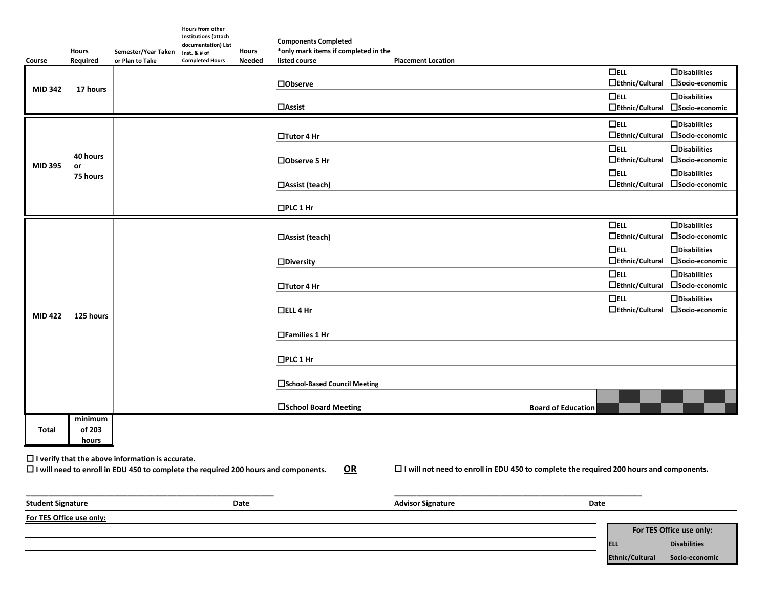| Course | Hours Required | Semester/Year Taken or Plan to Take | Hours from other Institutions (attach documentation) List Inst. & # of Completed Hours | Hours Needed | Components Completed *only mark items if completed in the listed course | Placement Location | | |
|---|---|---|---|---|---|---|---|---|
| MID 342 | 17 hours | | | | ☐Observe | | ☐ELL ☐Ethnic/Cultural | ☐Disabilities ☐Socio-economic |
| | | | | | ☐Assist | | ☐ELL ☐Ethnic/Cultural | ☐Disabilities ☐Socio-economic |
| MID 395 | 40 hours or 75 hours | | | | ☐Tutor 4 Hr | | ☐ELL ☐Ethnic/Cultural | ☐Disabilities ☐Socio-economic |
| | | | | | ☐Observe 5 Hr | | ☐ELL ☐Ethnic/Cultural | ☐Disabilities ☐Socio-economic |
| | | | | | ☐Assist (teach) | | ☐ELL ☐Ethnic/Cultural | ☐Disabilities ☐Socio-economic |
| | | | | | ☐PLC 1 Hr | | | |
| MID 422 | 125 hours | | | | ☐Assist (teach) | | ☐ELL ☐Ethnic/Cultural | ☐Disabilities ☐Socio-economic |
| | | | | | ☐Diversity | | ☐ELL ☐Ethnic/Cultural | ☐Disabilities ☐Socio-economic |
| | | | | | ☐Tutor 4 Hr | | ☐ELL ☐Ethnic/Cultural | ☐Disabilities ☐Socio-economic |
| | | | | | ☐ELL 4 Hr | | ☐ELL ☐Ethnic/Cultural | ☐Disabilities ☐Socio-economic |
| | | | | | ☐Families 1 Hr | | | |
| | | | | | ☐PLC 1 Hr | | | |
| | | | | | ☐School-Based Council Meeting | | | |
| | | | | | ☐School Board Meeting | Board of Education | | |
| Total | minimum of 203 hours | | | | | | | |

☐ I verify that the above information is accurate.

☐ I will need to enroll in EDU 450 to complete the required 200 hours and components. **OR** ☐ I will not need to enroll in EDU 450 to complete the required 200 hours and components.

______________________________ Student Signature Date

______________________________ Advisor Signature Date

**For TES Office use only:**

| For TES Office use only: | |
|---|---|
| ELL | Disabilities |
| Ethnic/Cultural | Socio-economic |